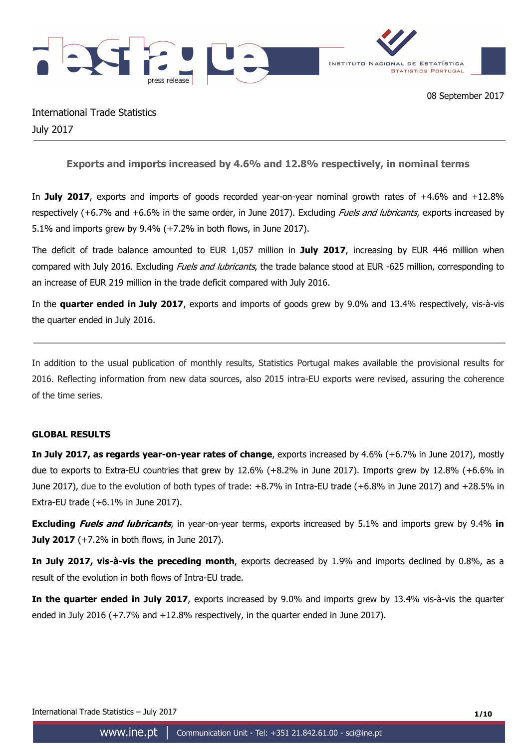08 September 2017

International Trade Statistics
July 2017

## Exports and imports increased by 4.6% and 12.8% respectively, in nominal terms

In **July 2017**, exports and imports of goods recorded year-on-year nominal growth rates of +4.6% and +12.8% respectively (+6.7% and +6.6% in the same order, in June 2017). Excluding *Fuels and lubricants*, exports increased by 5.1% and imports grew by 9.4% (+7.2% in both flows, in June 2017).

The deficit of trade balance amounted to EUR 1,057 million in **July 2017**, increasing by EUR 446 million when compared with July 2016. Excluding *Fuels and lubricants*, the trade balance stood at EUR -625 million, corresponding to an increase of EUR 219 million in the trade deficit compared with July 2016.

In the **quarter ended in July 2017**, exports and imports of goods grew by 9.0% and 13.4% respectively, vis-à-vis the quarter ended in July 2016.

---

In addition to the usual publication of monthly results, Statistics Portugal makes available the provisional results for 2016. Reflecting information from new data sources, also 2015 intra-EU exports were revised, assuring the coherence of the time series.

### GLOBAL RESULTS

**In July 2017, as regards year-on-year rates of change**, exports increased by 4.6% (+6.7% in June 2017), mostly due to exports to Extra-EU countries that grew by 12.6% (+8.2% in June 2017). Imports grew by 12.8% (+6.6% in June 2017), due to the evolution of both types of trade: +8.7% in Intra-EU trade (+6.8% in June 2017) and +28.5% in Extra-EU trade (+6.1% in June 2017).

**Excluding *Fuels and lubricants***, in year-on-year terms, exports increased by 5.1% and imports grew by 9.4% **in July 2017** (+7.2% in both flows, in June 2017).

**In July 2017, vis-à-vis the preceding month**, exports decreased by 1.9% and imports declined by 0.8%, as a result of the evolution in both flows of Intra-EU trade.

**In the quarter ended in July 2017**, exports increased by 9.0% and imports grew by 13.4% vis-à-vis the quarter ended in July 2016 (+7.7% and +12.8% respectively, in the quarter ended in June 2017).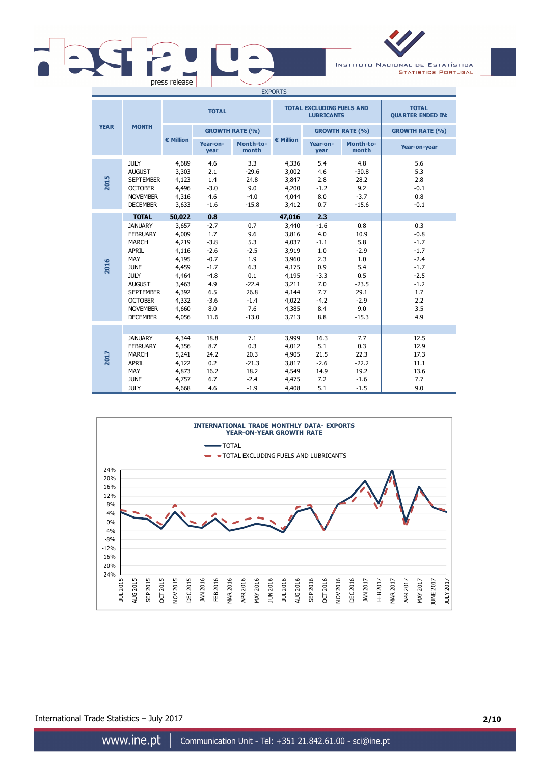EXPORTS

| YEAR | MONTH | TOTAL | | | TOTAL EXCLUDING FUELS AND LUBRICANTS | | | TOTAL QUARTER ENDED IN: |
|---|---|---|---|---|---|---|---|---|
| | | € Million | GROWTH RATE (%) | | € Million | GROWTH RATE (%) | | GROWTH RATE (%) |
| | | | Year-on-year | Month-to-month | | Year-on-year | Month-to-month | Year-on-year |
| 2015 | JULY | 4,689 | 4.6 | 3.3 | 4,336 | 5.4 | 4.8 | 5.6 |
| | AUGUST | 3,303 | 2.1 | -29.6 | 3,002 | 4.6 | -30.8 | 5.3 |
| | SEPTEMBER | 4,123 | 1.4 | 24.8 | 3,847 | 2.8 | 28.2 | 2.8 |
| | OCTOBER | 4,496 | -3.0 | 9.0 | 4,200 | -1.2 | 9.2 | -0.1 |
| | NOVEMBER | 4,316 | 4.6 | -4.0 | 4,044 | 8.0 | -3.7 | 0.8 |
| | DECEMBER | 3,633 | -1.6 | -15.8 | 3,412 | 0.7 | -15.6 | -0.1 |
| 2016 | **TOTAL** | **50,022** | **0.8** | | **47,016** | **2.3** | | |
| | JANUARY | 3,657 | -2.7 | 0.7 | 3,440 | -1.6 | 0.8 | 0.3 |
| | FEBRUARY | 4,009 | 1.7 | 9.6 | 3,816 | 4.0 | 10.9 | -0.8 |
| | MARCH | 4,219 | -3.8 | 5.3 | 4,037 | -1.1 | 5.8 | -1.7 |
| | APRIL | 4,116 | -2.6 | -2.5 | 3,919 | 1.0 | -2.9 | -1.7 |
| | MAY | 4,195 | -0.7 | 1.9 | 3,960 | 2.3 | 1.0 | -2.4 |
| | JUNE | 4,459 | -1.7 | 6.3 | 4,175 | 0.9 | 5.4 | -1.7 |
| | JULY | 4,464 | -4.8 | 0.1 | 4,195 | -3.3 | 0.5 | -2.5 |
| | AUGUST | 3,463 | 4.9 | -22.4 | 3,211 | 7.0 | -23.5 | -1.2 |
| | SEPTEMBER | 4,392 | 6.5 | 26.8 | 4,144 | 7.7 | 29.1 | 1.7 |
| | OCTOBER | 4,332 | -3.6 | -1.4 | 4,022 | -4.2 | -2.9 | 2.2 |
| | NOVEMBER | 4,660 | 8.0 | 7.6 | 4,385 | 8.4 | 9.0 | 3.5 |
| | DECEMBER | 4,056 | 11.6 | -13.0 | 3,713 | 8.8 | -15.3 | 4.9 |
| 2017 | JANUARY | 4,344 | 18.8 | 7.1 | 3,999 | 16.3 | 7.7 | 12.5 |
| | FEBRUARY | 4,356 | 8.7 | 0.3 | 4,012 | 5.1 | 0.3 | 12.9 |
| | MARCH | 5,241 | 24.2 | 20.3 | 4,905 | 21.5 | 22.3 | 17.3 |
| | APRIL | 4,122 | 0.2 | -21.3 | 3,817 | -2.6 | -22.2 | 11.1 |
| | MAY | 4,873 | 16.2 | 18.2 | 4,549 | 14.9 | 19.2 | 13.6 |
| | JUNE | 4,757 | 6.7 | -2.4 | 4,475 | 7.2 | -1.6 | 7.7 |
| | JULY | 4,668 | 4.6 | -1.9 | 4,408 | 5.1 | -1.5 | 9.0 |

**INTERNATIONAL TRADE MONTHLY DATA- EXPORTS**
**YEAR-ON-YEAR GROWTH RATE**

- TOTAL
- TOTAL EXCLUDING FUELS AND LUBRICANTS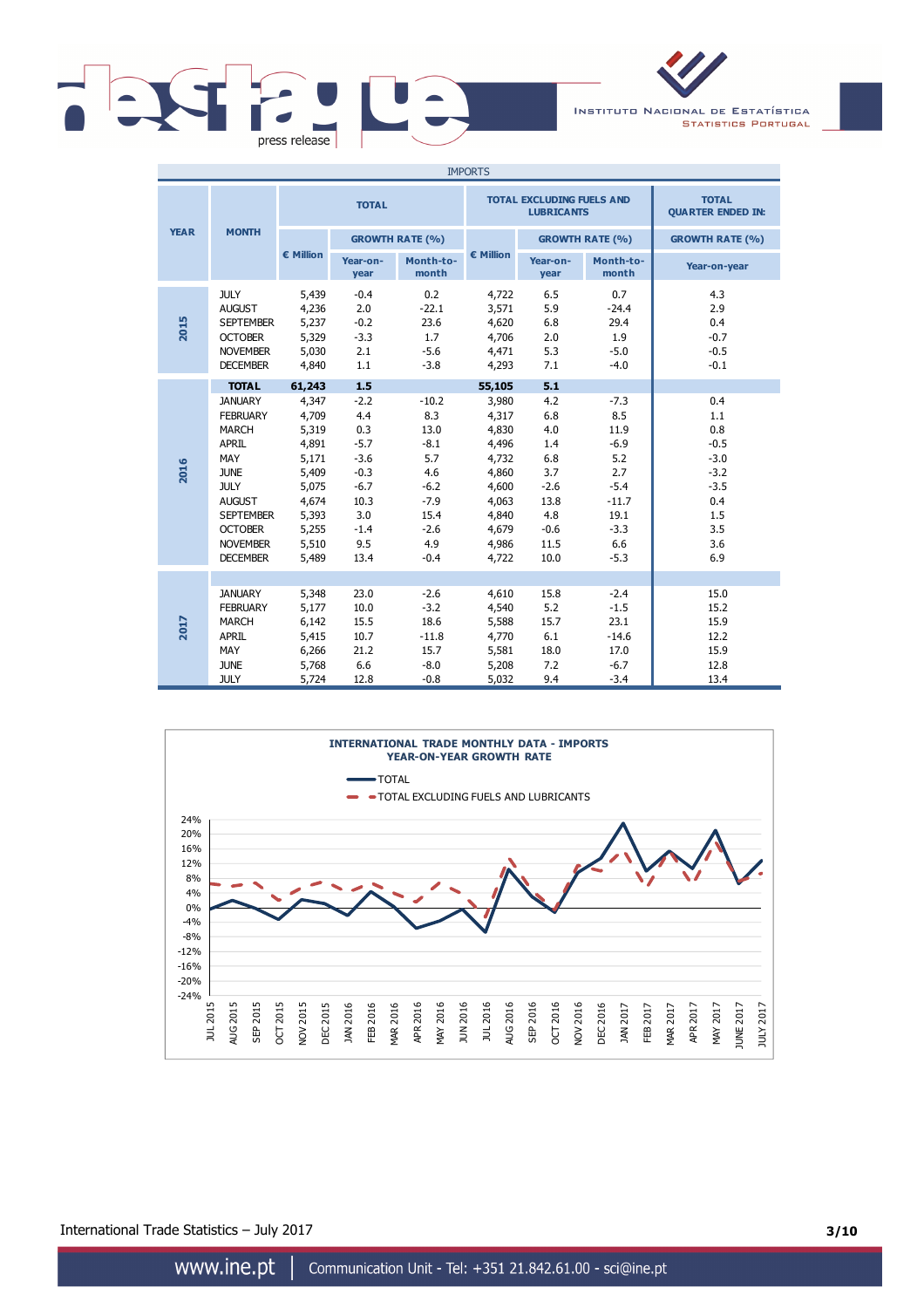IMPORTS

| YEAR | MONTH | TOTAL | | | TOTAL EXCLUDING FUELS AND LUBRICANTS | | | TOTAL QUARTER ENDED IN: |
|---|---|---|---|---|---|---|---|---|
| | | € Million | GROWTH RATE (%) | | € Million | GROWTH RATE (%) | | GROWTH RATE (%) |
| | | | Year-on-year | Month-to-month | | Year-on-year | Month-to-month | Year-on-year |
| 2015 | JULY | 5,439 | -0.4 | 0.2 | 4,722 | 6.5 | 0.7 | 4.3 |
| | AUGUST | 4,236 | 2.0 | -22.1 | 3,571 | 5.9 | -24.4 | 2.9 |
| | SEPTEMBER | 5,237 | -0.2 | 23.6 | 4,620 | 6.8 | 29.4 | 0.4 |
| | OCTOBER | 5,329 | -3.3 | 1.7 | 4,706 | 2.0 | 1.9 | -0.7 |
| | NOVEMBER | 5,030 | 2.1 | -5.6 | 4,471 | 5.3 | -5.0 | -0.5 |
| | DECEMBER | 4,840 | 1.1 | -3.8 | 4,293 | 7.1 | -4.0 | -0.1 |
| 2016 | **TOTAL** | **61,243** | **1.5** | | **55,105** | **5.1** | | |
| | JANUARY | 4,347 | -2.2 | -10.2 | 3,980 | 4.2 | -7.3 | 0.4 |
| | FEBRUARY | 4,709 | 4.4 | 8.3 | 4,317 | 6.8 | 8.5 | 1.1 |
| | MARCH | 5,319 | 0.3 | 13.0 | 4,830 | 4.0 | 11.9 | 0.8 |
| | APRIL | 4,891 | -5.7 | -8.1 | 4,496 | 1.4 | -6.9 | -0.5 |
| | MAY | 5,171 | -3.6 | 5.7 | 4,732 | 6.8 | 5.2 | -3.0 |
| | JUNE | 5,409 | -0.3 | 4.6 | 4,860 | 3.7 | 2.7 | -3.2 |
| | JULY | 5,075 | -6.7 | -6.2 | 4,600 | -2.6 | -5.4 | -3.5 |
| | AUGUST | 4,674 | 10.3 | -7.9 | 4,063 | 13.8 | -11.7 | 0.4 |
| | SEPTEMBER | 5,393 | 3.0 | 15.4 | 4,840 | 4.8 | 19.1 | 1.5 |
| | OCTOBER | 5,255 | -1.4 | -2.6 | 4,679 | -0.6 | -3.3 | 3.5 |
| | NOVEMBER | 5,510 | 9.5 | 4.9 | 4,986 | 11.5 | 6.6 | 3.6 |
| | DECEMBER | 5,489 | 13.4 | -0.4 | 4,722 | 10.0 | -5.3 | 6.9 |
| 2017 | JANUARY | 5,348 | 23.0 | -2.6 | 4,610 | 15.8 | -2.4 | 15.0 |
| | FEBRUARY | 5,177 | 10.0 | -3.2 | 4,540 | 5.2 | -1.5 | 15.2 |
| | MARCH | 6,142 | 15.5 | 18.6 | 5,588 | 15.7 | 23.1 | 15.9 |
| | APRIL | 5,415 | 10.7 | -11.8 | 4,770 | 6.1 | -14.6 | 12.2 |
| | MAY | 6,266 | 21.2 | 15.7 | 5,581 | 18.0 | 17.0 | 15.9 |
| | JUNE | 5,768 | 6.6 | -8.0 | 5,208 | 7.2 | -6.7 | 12.8 |
| | JULY | 5,724 | 12.8 | -0.8 | 5,032 | 9.4 | -3.4 | 13.4 |

**INTERNATIONAL TRADE MONTHLY DATA - IMPORTS**
**YEAR-ON-YEAR GROWTH RATE**

— TOTAL
- - TOTAL EXCLUDING FUELS AND LUBRICANTS

International Trade Statistics – July 2017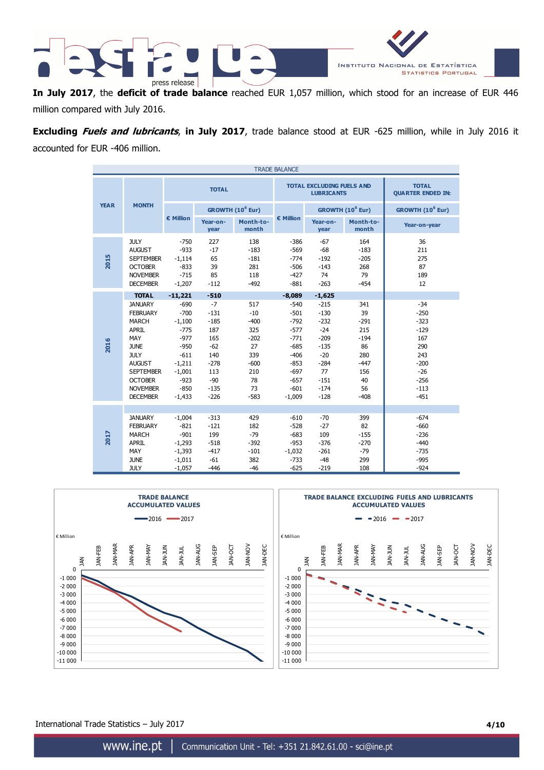**In July 2017**, the **deficit of trade balance** reached EUR 1,057 million, which stood for an increase of EUR 446 million compared with July 2016.

**Excluding *Fuels and lubricants*, in July 2017**, trade balance stood at EUR -625 million, while in July 2016 it accounted for EUR -406 million.

TRADE BALANCE

| YEAR | MONTH | TOTAL | | | TOTAL EXCLUDING FUELS AND LUBRICANTS | | | TOTAL QUARTER ENDED IN: |
|---|---|---|---|---|---|---|---|---|
| | | € Million | GROWTH ($10^6$ Eur) | | € Million | GROWTH ($10^6$ Eur) | | GROWTH ($10^6$ Eur) |
| | | | Year-on-year | Month-to-month | | Year-on-year | Month-to-month | Year-on-year |
| 2015 | JULY | -750 | 227 | 138 | -386 | -67 | 164 | 36 |
| | AUGUST | -933 | -17 | -183 | -569 | -68 | -183 | 211 |
| | SEPTEMBER | -1,114 | 65 | -181 | -774 | -192 | -205 | 275 |
| | OCTOBER | -833 | 39 | 281 | -506 | -143 | 268 | 87 |
| | NOVEMBER | -715 | 85 | 118 | -427 | 74 | 79 | 189 |
| | DECEMBER | -1,207 | -112 | -492 | -881 | -263 | -454 | 12 |
| 2016 | **TOTAL** | **-11,221** | **-510** | | **-8,089** | **-1,625** | | |
| | JANUARY | -690 | -7 | 517 | -540 | -215 | 341 | -34 |
| | FEBRUARY | -700 | -131 | -10 | -501 | -130 | 39 | -250 |
| | MARCH | -1,100 | -185 | -400 | -792 | -232 | -291 | -323 |
| | APRIL | -775 | 187 | 325 | -577 | -24 | 215 | -129 |
| | MAY | -977 | 165 | -202 | -771 | -209 | -194 | 167 |
| | JUNE | -950 | -62 | 27 | -685 | -135 | 86 | 290 |
| | JULY | -611 | 140 | 339 | -406 | -20 | 280 | 243 |
| | AUGUST | -1,211 | -278 | -600 | -853 | -284 | -447 | -200 |
| | SEPTEMBER | -1,001 | 113 | 210 | -697 | 77 | 156 | -26 |
| | OCTOBER | -923 | -90 | 78 | -657 | -151 | 40 | -256 |
| | NOVEMBER | -850 | -135 | 73 | -601 | -174 | 56 | -113 |
| | DECEMBER | -1,433 | -226 | -583 | -1,009 | -128 | -408 | -451 |
| 2017 | JANUARY | -1,004 | -313 | 429 | -610 | -70 | 399 | -674 |
| | FEBRUARY | -821 | -121 | 182 | -528 | -27 | 82 | -660 |
| | MARCH | -901 | 199 | -79 | -683 | 109 | -155 | -236 |
| | APRIL | -1,293 | -518 | -392 | -953 | -376 | -270 | -440 |
| | MAY | -1,393 | -417 | -101 | -1,032 | -261 | -79 | -735 |
| | JUNE | -1,011 | -61 | 382 | -733 | -48 | 299 | -995 |
| | JULY | -1,057 | -446 | -46 | -625 | -219 | 108 | -924 |

**TRADE BALANCE ACCUMULATED VALUES**

**TRADE BALANCE EXCLUDING FUELS AND LUBRICANTS ACCUMULATED VALUES**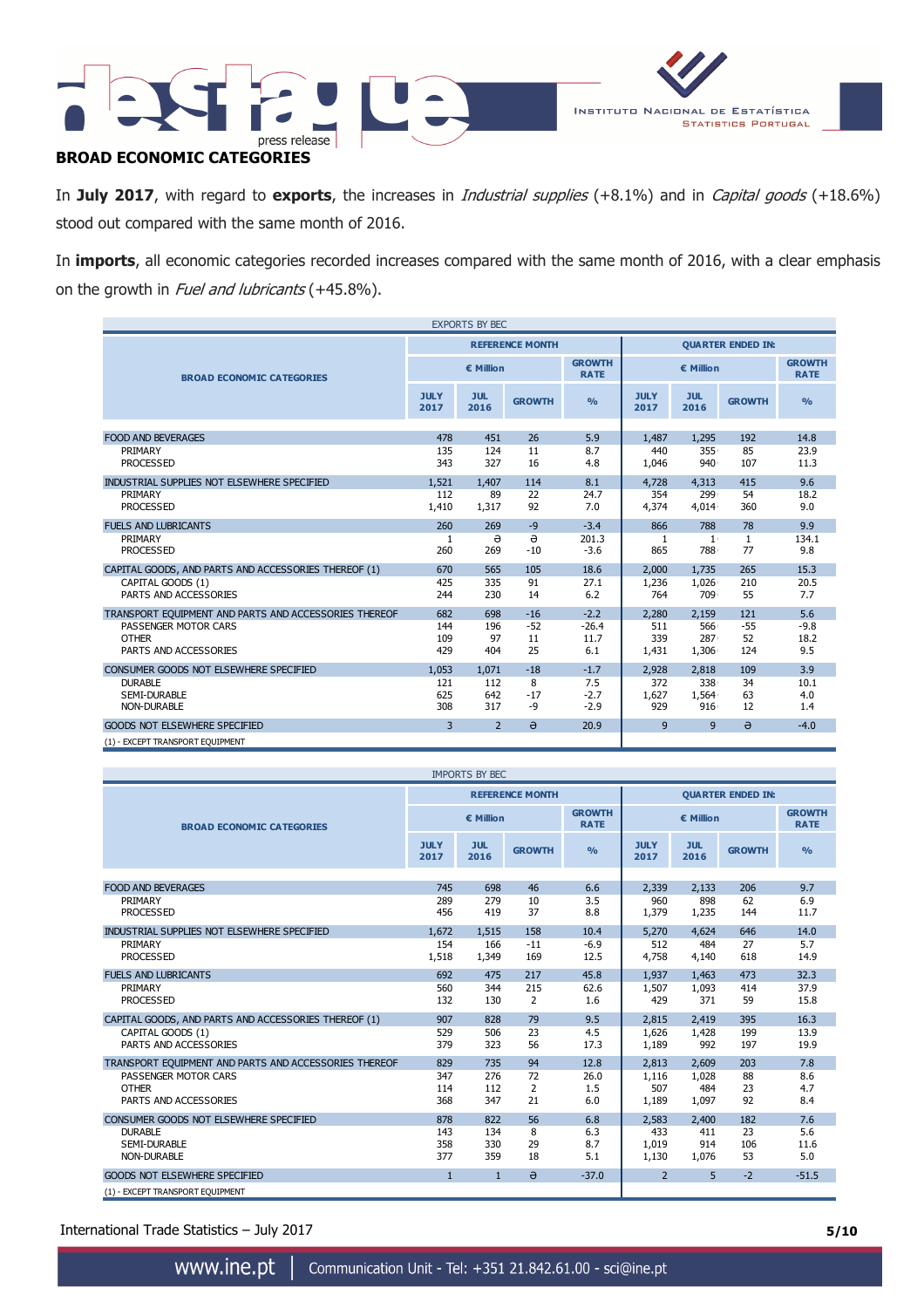## BROAD ECONOMIC CATEGORIES

In **July 2017**, with regard to **exports**, the increases in *Industrial supplies* (+8.1%) and in *Capital goods* (+18.6%) stood out compared with the same month of 2016.

In **imports**, all economic categories recorded increases compared with the same month of 2016, with a clear emphasis on the growth in *Fuel and lubricants* (+45.8%).

EXPORTS BY BEC

| BROAD ECONOMIC CATEGORIES | REFERENCE MONTH | | | | QUARTER ENDED IN: | | | |
|---|---|---|---|---|---|---|---|---|
| | € Million | | | GROWTH RATE | € Million | | | GROWTH RATE |
| | JULY 2017 | JUL 2016 | GROWTH | % | JULY 2017 | JUL 2016 | GROWTH | % |
| FOOD AND BEVERAGES | 478 | 451 | 26 | 5.9 | 1,487 | 1,295 | 192 | 14.8 |
| PRIMARY | 135 | 124 | 11 | 8.7 | 440 | 355 | 85 | 23.9 |
| PROCESSED | 343 | 327 | 16 | 4.8 | 1,046 | 940 | 107 | 11.3 |
| INDUSTRIAL SUPPLIES NOT ELSEWHERE SPECIFIED | 1,521 | 1,407 | 114 | 8.1 | 4,728 | 4,313 | 415 | 9.6 |
| PRIMARY | 112 | 89 | 22 | 24.7 | 354 | 299 | 54 | 18.2 |
| PROCESSED | 1,410 | 1,317 | 92 | 7.0 | 4,374 | 4,014 | 360 | 9.0 |
| FUELS AND LUBRICANTS | 260 | 269 | -9 | -3.4 | 866 | 788 | 78 | 9.9 |
| PRIMARY | 1 | ә | ә | 201.3 | 1 | 1 | 1 | 134.1 |
| PROCESSED | 260 | 269 | -10 | -3.6 | 865 | 788 | 77 | 9.8 |
| CAPITAL GOODS, AND PARTS AND ACCESSORIES THEREOF (1) | 670 | 565 | 105 | 18.6 | 2,000 | 1,735 | 265 | 15.3 |
| CAPITAL GOODS (1) | 425 | 335 | 91 | 27.1 | 1,236 | 1,026 | 210 | 20.5 |
| PARTS AND ACCESSORIES | 244 | 230 | 14 | 6.2 | 764 | 709 | 55 | 7.7 |
| TRANSPORT EQUIPMENT AND PARTS AND ACCESSORIES THEREOF | 682 | 698 | -16 | -2.2 | 2,280 | 2,159 | 121 | 5.6 |
| PASSENGER MOTOR CARS | 144 | 196 | -52 | -26.4 | 511 | 566 | -55 | -9.8 |
| OTHER | 109 | 97 | 11 | 11.7 | 339 | 287 | 52 | 18.2 |
| PARTS AND ACCESSORIES | 429 | 404 | 25 | 6.1 | 1,431 | 1,306 | 124 | 9.5 |
| CONSUMER GOODS NOT ELSEWHERE SPECIFIED | 1,053 | 1,071 | -18 | -1.7 | 2,928 | 2,818 | 109 | 3.9 |
| DURABLE | 121 | 112 | 8 | 7.5 | 372 | 338 | 34 | 10.1 |
| SEMI-DURABLE | 625 | 642 | -17 | -2.7 | 1,627 | 1,564 | 63 | 4.0 |
| NON-DURABLE | 308 | 317 | -9 | -2.9 | 929 | 916 | 12 | 1.4 |
| GOODS NOT ELSEWHERE SPECIFIED | 3 | 2 | ә | 20.9 | 9 | 9 | ә | -4.0 |

(1) - EXCEPT TRANSPORT EQUIPMENT

IMPORTS BY BEC

| BROAD ECONOMIC CATEGORIES | REFERENCE MONTH | | | | QUARTER ENDED IN: | | | |
|---|---|---|---|---|---|---|---|---|
| | € Million | | | GROWTH RATE | € Million | | | GROWTH RATE |
| | JULY 2017 | JUL 2016 | GROWTH | % | JULY 2017 | JUL 2016 | GROWTH | % |
| FOOD AND BEVERAGES | 745 | 698 | 46 | 6.6 | 2,339 | 2,133 | 206 | 9.7 |
| PRIMARY | 289 | 279 | 10 | 3.5 | 960 | 898 | 62 | 6.9 |
| PROCESSED | 456 | 419 | 37 | 8.8 | 1,379 | 1,235 | 144 | 11.7 |
| INDUSTRIAL SUPPLIES NOT ELSEWHERE SPECIFIED | 1,672 | 1,515 | 158 | 10.4 | 5,270 | 4,624 | 646 | 14.0 |
| PRIMARY | 154 | 166 | -11 | -6.9 | 512 | 484 | 27 | 5.7 |
| PROCESSED | 1,518 | 1,349 | 169 | 12.5 | 4,758 | 4,140 | 618 | 14.9 |
| FUELS AND LUBRICANTS | 692 | 475 | 217 | 45.8 | 1,937 | 1,463 | 473 | 32.3 |
| PRIMARY | 560 | 344 | 215 | 62.6 | 1,507 | 1,093 | 414 | 37.9 |
| PROCESSED | 132 | 130 | 2 | 1.6 | 429 | 371 | 59 | 15.8 |
| CAPITAL GOODS, AND PARTS AND ACCESSORIES THEREOF (1) | 907 | 828 | 79 | 9.5 | 2,815 | 2,419 | 395 | 16.3 |
| CAPITAL GOODS (1) | 529 | 506 | 23 | 4.5 | 1,626 | 1,428 | 199 | 13.9 |
| PARTS AND ACCESSORIES | 379 | 323 | 56 | 17.3 | 1,189 | 992 | 197 | 19.9 |
| TRANSPORT EQUIPMENT AND PARTS AND ACCESSORIES THEREOF | 829 | 735 | 94 | 12.8 | 2,813 | 2,609 | 203 | 7.8 |
| PASSENGER MOTOR CARS | 347 | 276 | 72 | 26.0 | 1,116 | 1,028 | 88 | 8.6 |
| OTHER | 114 | 112 | 2 | 1.5 | 507 | 484 | 23 | 4.7 |
| PARTS AND ACCESSORIES | 368 | 347 | 21 | 6.0 | 1,189 | 1,097 | 92 | 8.4 |
| CONSUMER GOODS NOT ELSEWHERE SPECIFIED | 878 | 822 | 56 | 6.8 | 2,583 | 2,400 | 182 | 7.6 |
| DURABLE | 143 | 134 | 8 | 6.3 | 433 | 411 | 23 | 5.6 |
| SEMI-DURABLE | 358 | 330 | 29 | 8.7 | 1,019 | 914 | 106 | 11.6 |
| NON-DURABLE | 377 | 359 | 18 | 5.1 | 1,130 | 1,076 | 53 | 5.0 |
| GOODS NOT ELSEWHERE SPECIFIED | 1 | 1 | ә | -37.0 | 2 | 5 | -2 | -51.5 |

(1) - EXCEPT TRANSPORT EQUIPMENT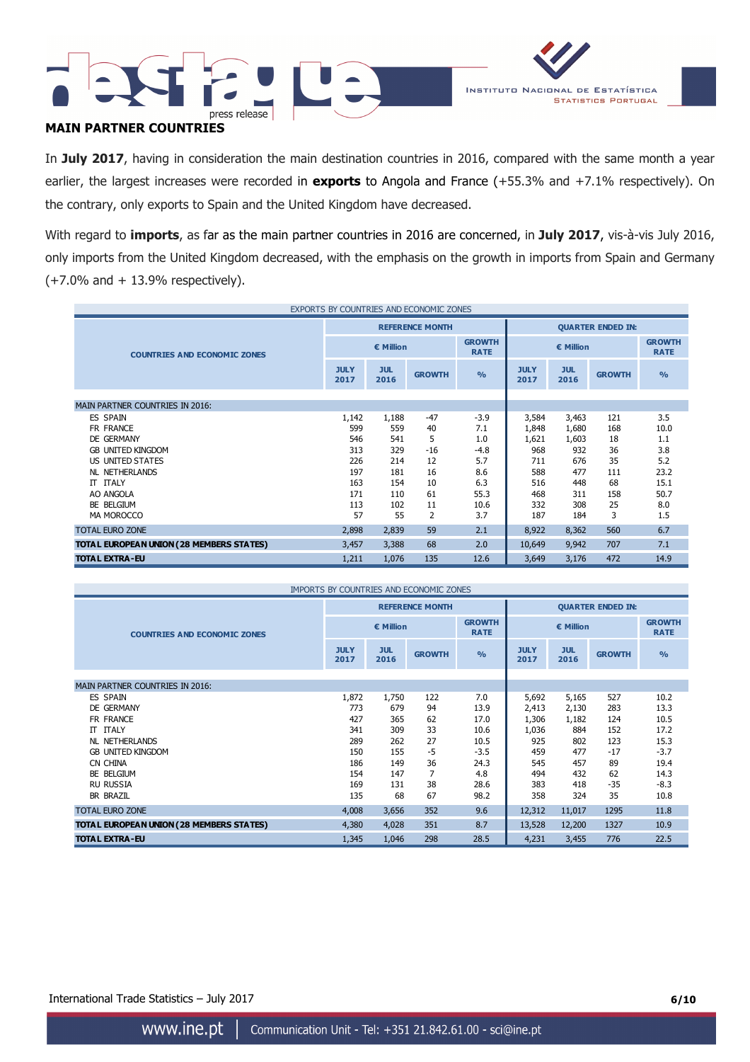## MAIN PARTNER COUNTRIES

In **July 2017**, having in consideration the main destination countries in 2016, compared with the same month a year earlier, the largest increases were recorded in **exports** to Angola and France (+55.3% and +7.1% respectively). On the contrary, only exports to Spain and the United Kingdom have decreased.

With regard to **imports**, as far as the main partner countries in 2016 are concerned, in **July 2017**, vis-à-vis July 2016, only imports from the United Kingdom decreased, with the emphasis on the growth in imports from Spain and Germany (+7.0% and + 13.9% respectively).

EXPORTS BY COUNTRIES AND ECONOMIC ZONES

| COUNTRIES AND ECONOMIC ZONES | REFERENCE MONTH | | | | QUARTER ENDED IN: | | | |
|---|---|---|---|---|---|---|---|---|
| | € Million | | | GROWTH RATE | € Million | | | GROWTH RATE |
| | JULY 2017 | JUL 2016 | GROWTH | % | JULY 2017 | JUL 2016 | GROWTH | % |
| MAIN PARTNER COUNTRIES IN 2016: | | | | | | | | |
| ES SPAIN | 1,142 | 1,188 | -47 | -3.9 | 3,584 | 3,463 | 121 | 3.5 |
| FR FRANCE | 599 | 559 | 40 | 7.1 | 1,848 | 1,680 | 168 | 10.0 |
| DE GERMANY | 546 | 541 | 5 | 1.0 | 1,621 | 1,603 | 18 | 1.1 |
| GB UNITED KINGDOM | 313 | 329 | -16 | -4.8 | 968 | 932 | 36 | 3.8 |
| US UNITED STATES | 226 | 214 | 12 | 5.7 | 711 | 676 | 35 | 5.2 |
| NL NETHERLANDS | 197 | 181 | 16 | 8.6 | 588 | 477 | 111 | 23.2 |
| IT ITALY | 163 | 154 | 10 | 6.3 | 516 | 448 | 68 | 15.1 |
| AO ANGOLA | 171 | 110 | 61 | 55.3 | 468 | 311 | 158 | 50.7 |
| BE BELGIUM | 113 | 102 | 11 | 10.6 | 332 | 308 | 25 | 8.0 |
| MA MOROCCO | 57 | 55 | 2 | 3.7 | 187 | 184 | 3 | 1.5 |
| TOTAL EURO ZONE | 2,898 | 2,839 | 59 | 2.1 | 8,922 | 8,362 | 560 | 6.7 |
| **TOTAL EUROPEAN UNION (28 MEMBERS STATES)** | 3,457 | 3,388 | 68 | 2.0 | 10,649 | 9,942 | 707 | 7.1 |
| **TOTAL EXTRA-EU** | 1,211 | 1,076 | 135 | 12.6 | 3,649 | 3,176 | 472 | 14.9 |

IMPORTS BY COUNTRIES AND ECONOMIC ZONES

| COUNTRIES AND ECONOMIC ZONES | REFERENCE MONTH | | | | QUARTER ENDED IN: | | | |
|---|---|---|---|---|---|---|---|---|
| | € Million | | | GROWTH RATE | € Million | | | GROWTH RATE |
| | JULY 2017 | JUL 2016 | GROWTH | % | JULY 2017 | JUL 2016 | GROWTH | % |
| MAIN PARTNER COUNTRIES IN 2016: | | | | | | | | |
| ES SPAIN | 1,872 | 1,750 | 122 | 7.0 | 5,692 | 5,165 | 527 | 10.2 |
| DE GERMANY | 773 | 679 | 94 | 13.9 | 2,413 | 2,130 | 283 | 13.3 |
| FR FRANCE | 427 | 365 | 62 | 17.0 | 1,306 | 1,182 | 124 | 10.5 |
| IT ITALY | 341 | 309 | 33 | 10.6 | 1,036 | 884 | 152 | 17.2 |
| NL NETHERLANDS | 289 | 262 | 27 | 10.5 | 925 | 802 | 123 | 15.3 |
| GB UNITED KINGDOM | 150 | 155 | -5 | -3.5 | 459 | 477 | -17 | -3.7 |
| CN CHINA | 186 | 149 | 36 | 24.3 | 545 | 457 | 89 | 19.4 |
| BE BELGIUM | 154 | 147 | 7 | 4.8 | 494 | 432 | 62 | 14.3 |
| RU RUSSIA | 169 | 131 | 38 | 28.6 | 383 | 418 | -35 | -8.3 |
| BR BRAZIL | 135 | 68 | 67 | 98.2 | 358 | 324 | 35 | 10.8 |
| TOTAL EURO ZONE | 4,008 | 3,656 | 352 | 9.6 | 12,312 | 11,017 | 1295 | 11.8 |
| **TOTAL EUROPEAN UNION (28 MEMBERS STATES)** | 4,380 | 4,028 | 351 | 8.7 | 13,528 | 12,200 | 1327 | 10.9 |
| **TOTAL EXTRA-EU** | 1,345 | 1,046 | 298 | 28.5 | 4,231 | 3,455 | 776 | 22.5 |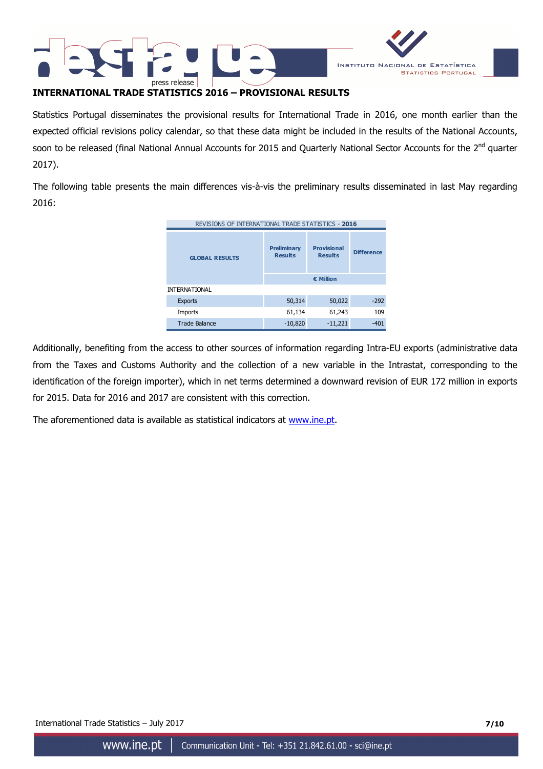## INTERNATIONAL TRADE STATISTICS 2016 – PROVISIONAL RESULTS

Statistics Portugal disseminates the provisional results for International Trade in 2016, one month earlier than the expected official revisions policy calendar, so that these data might be included in the results of the National Accounts, soon to be released (final National Annual Accounts for 2015 and Quarterly National Sector Accounts for the 2nd quarter 2017).

The following table presents the main differences vis-à-vis the preliminary results disseminated in last May regarding 2016:

REVISIONS OF INTERNATIONAL TRADE STATISTICS - **2016**

| GLOBAL RESULTS | Preliminary Results | Provisional Results | Difference |
|---|---|---|---|
| | € Million | | |
| INTERNATIONAL | | | |
| Exports | 50,314 | 50,022 | -292 |
| Imports | 61,134 | 61,243 | 109 |
| Trade Balance | -10,820 | -11,221 | -401 |

Additionally, benefiting from the access to other sources of information regarding Intra-EU exports (administrative data from the Taxes and Customs Authority and the collection of a new variable in the Intrastat, corresponding to the identification of the foreign importer), which in net terms determined a downward revision of EUR 172 million in exports for 2015. Data for 2016 and 2017 are consistent with this correction.

The aforementioned data is available as statistical indicators at www.ine.pt.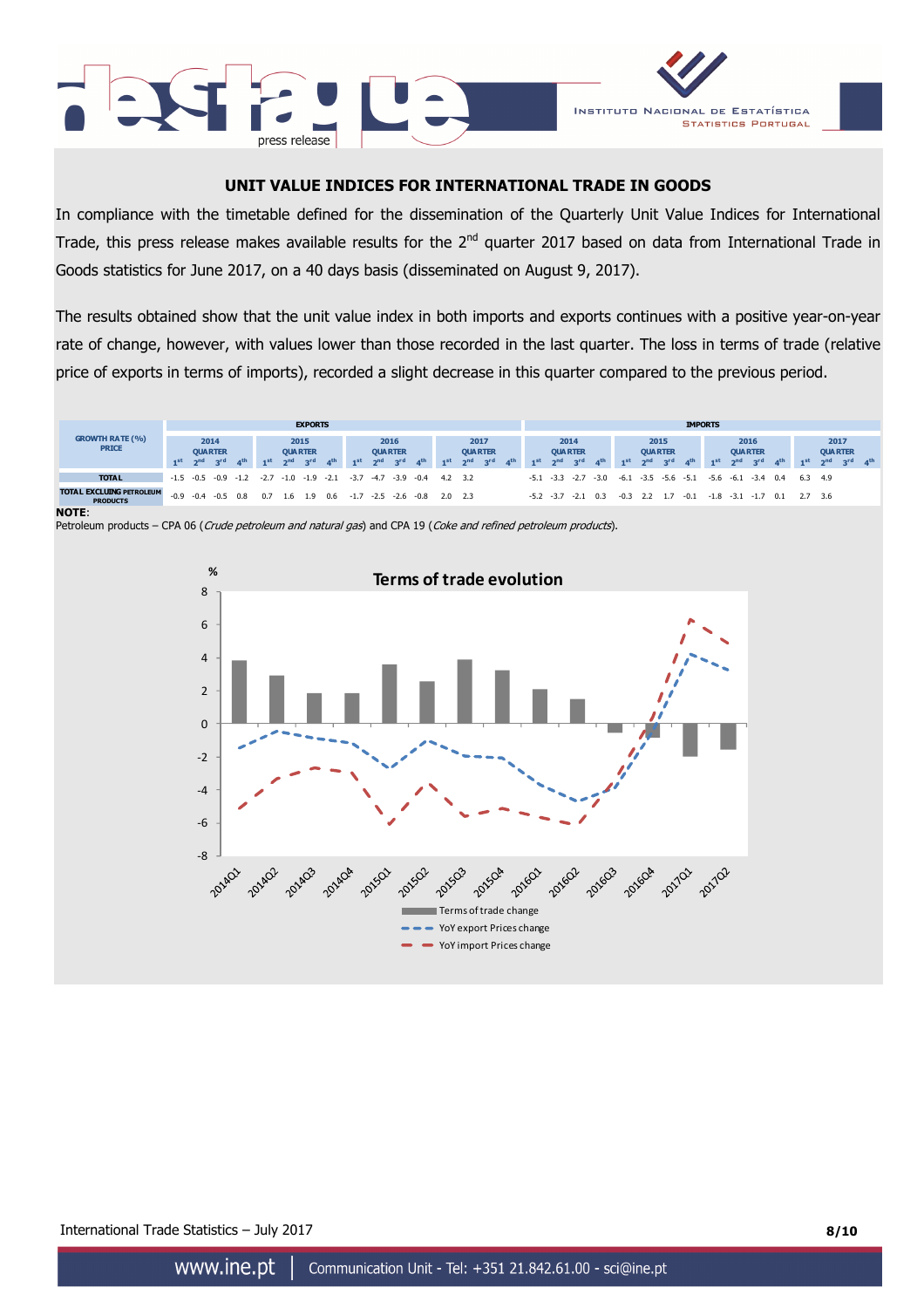## UNIT VALUE INDICES FOR INTERNATIONAL TRADE IN GOODS

In compliance with the timetable defined for the dissemination of the Quarterly Unit Value Indices for International Trade, this press release makes available results for the 2nd quarter 2017 based on data from International Trade in Goods statistics for June 2017, on a 40 days basis (disseminated on August 9, 2017).

The results obtained show that the unit value index in both imports and exports continues with a positive year-on-year rate of change, however, with values lower than those recorded in the last quarter. The loss in terms of trade (relative price of exports in terms of imports), recorded a slight decrease in this quarter compared to the previous period.

| GROWTH RATE (%) PRICE | EXPORTS | | | | | | | | | | | | | | | | IMPORTS | | | | | | | | | | | | | | | |
|---|---|---|---|---|---|---|---|---|---|---|---|---|---|---|---|---|---|---|---|---|---|---|---|---|---|---|---|---|---|---|---|---|
| | 2014 QUARTER | | | | 2015 QUARTER | | | | 2016 QUARTER | | | | 2017 QUARTER | | | | 2014 QUARTER | | | | 2015 QUARTER | | | | 2016 QUARTER | | | | 2017 QUARTER | | | |
| | 1st | 2nd | 3rd | 4th | 1st | 2nd | 3rd | 4th | 1st | 2nd | 3rd | 4th | 1st | 2nd | 3rd | 4th | 1st | 2nd | 3rd | 4th | 1st | 2nd | 3rd | 4th | 1st | 2nd | 3rd | 4th | 1st | 2nd | 3rd | 4th |
| TOTAL | -1.5 | -0.5 | -0.9 | -1.2 | -2.7 | -1.0 | -1.9 | -2.1 | -3.7 | -4.7 | -3.9 | -0.4 | 4.2 | 3.2 | | | -5.1 | -3.3 | -2.7 | -3.0 | -6.1 | -3.5 | -5.6 | -5.1 | -5.6 | -6.1 | -3.4 | 0.4 | 6.3 | 4.9 | | |
| TOTAL EXCLUDING PETROLEUM PRODUCTS | -0.9 | -0.4 | -0.5 | 0.8 | 0.7 | 1.6 | 1.9 | 0.6 | -1.7 | -2.5 | -2.6 | -0.8 | 2.0 | 2.3 | | | -5.2 | -3.7 | -2.1 | 0.3 | -0.3 | 2.2 | 1.7 | -0.1 | -1.8 | -3.1 | -1.7 | 0.1 | 2.7 | 3.6 | | |

**NOTE**:
Petroleum products – CPA 06 (*Crude petroleum and natural gas*) and CPA 19 (*Coke and refined petroleum products*).

**Terms of trade evolution**

| Quarter | Terms of trade change (%) | YoY export Prices change (%) | YoY import Prices change (%) |
|---|---|---|---|
| 2014Q1 | 3.8 | -1.5 | -5.1 |
| 2014Q2 | 2.9 | -0.5 | -3.3 |
| 2014Q3 | 1.8 | -0.9 | -2.7 |
| 2014Q4 | 1.8 | -1.2 | -3.0 |
| 2015Q1 | 3.6 | -2.7 | -6.1 |
| 2015Q2 | 2.6 | -1.0 | -3.5 |
| 2015Q3 | 3.9 | -1.9 | -5.6 |
| 2015Q4 | 3.2 | -2.1 | -5.1 |
| 2016Q1 | 2.1 | -3.7 | -5.6 |
| 2016Q2 | 1.5 | -4.7 | -6.1 |
| 2016Q3 | -0.5 | -3.9 | -3.4 |
| 2016Q4 | -0.8 | -0.4 | 0.4 |
| 2017Q1 | -2.0 | 4.2 | 6.3 |
| 2017Q2 | -1.6 | 3.2 | 4.9 |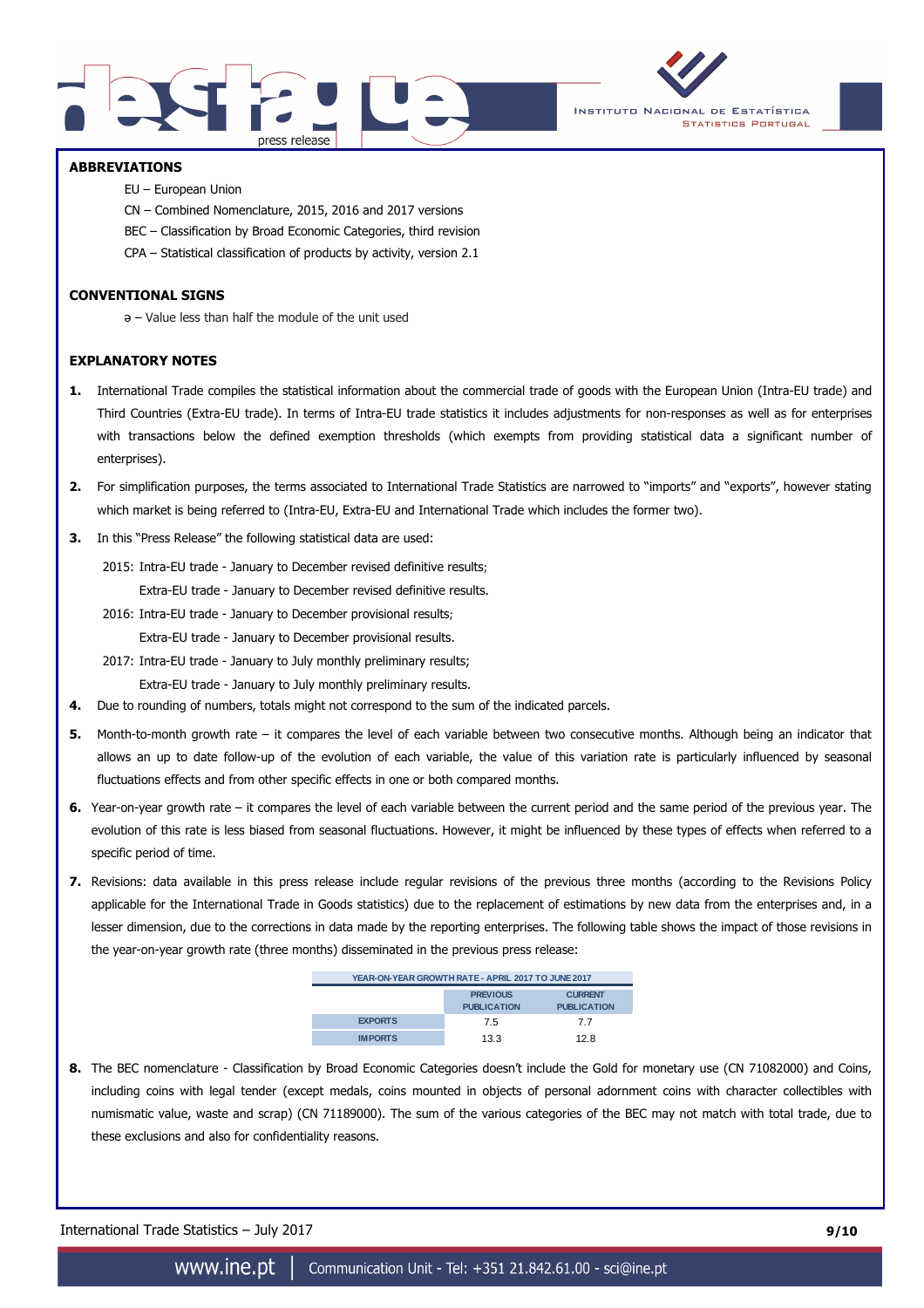## ABBREVIATIONS

EU – European Union

CN – Combined Nomenclature, 2015, 2016 and 2017 versions

BEC – Classification by Broad Economic Categories, third revision

CPA – Statistical classification of products by activity, version 2.1

## CONVENTIONAL SIGNS

ə – Value less than half the module of the unit used

## EXPLANATORY NOTES

1. International Trade compiles the statistical information about the commercial trade of goods with the European Union (Intra-EU trade) and Third Countries (Extra-EU trade). In terms of Intra-EU trade statistics it includes adjustments for non-responses as well as for enterprises with transactions below the defined exemption thresholds (which exempts from providing statistical data a significant number of enterprises).
2. For simplification purposes, the terms associated to International Trade Statistics are narrowed to "imports" and "exports", however stating which market is being referred to (Intra-EU, Extra-EU and International Trade which includes the former two).
3. In this "Press Release" the following statistical data are used:

   2015: Intra-EU trade - January to December revised definitive results;
   Extra-EU trade - January to December revised definitive results.

   2016: Intra-EU trade - January to December provisional results;
   Extra-EU trade - January to December provisional results.

   2017: Intra-EU trade - January to July monthly preliminary results;
   Extra-EU trade - January to July monthly preliminary results.
4. Due to rounding of numbers, totals might not correspond to the sum of the indicated parcels.
5. Month-to-month growth rate – it compares the level of each variable between two consecutive months. Although being an indicator that allows an up to date follow-up of the evolution of each variable, the value of this variation rate is particularly influenced by seasonal fluctuations effects and from other specific effects in one or both compared months.
6. Year-on-year growth rate – it compares the level of each variable between the current period and the same period of the previous year. The evolution of this rate is less biased from seasonal fluctuations. However, it might be influenced by these types of effects when referred to a specific period of time.
7. Revisions: data available in this press release include regular revisions of the previous three months (according to the Revisions Policy applicable for the International Trade in Goods statistics) due to the replacement of estimations by new data from the enterprises and, in a lesser dimension, due to the corrections in data made by the reporting enterprises. The following table shows the impact of those revisions in the year-on-year growth rate (three months) disseminated in the previous press release:

| YEAR-ON-YEAR GROWTH RATE - APRIL 2017 TO JUNE 2017 | | |
|---|---|---|
| | PREVIOUS PUBLICATION | CURRENT PUBLICATION |
| EXPORTS | 7.5 | 7.7 |
| IMPORTS | 13.3 | 12.8 |

8. The BEC nomenclature - Classification by Broad Economic Categories doesn't include the Gold for monetary use (CN 71082000) and Coins, including coins with legal tender (except medals, coins mounted in objects of personal adornment coins with character collectibles with numismatic value, waste and scrap) (CN 71189000). The sum of the various categories of the BEC may not match with total trade, due to these exclusions and also for confidentiality reasons.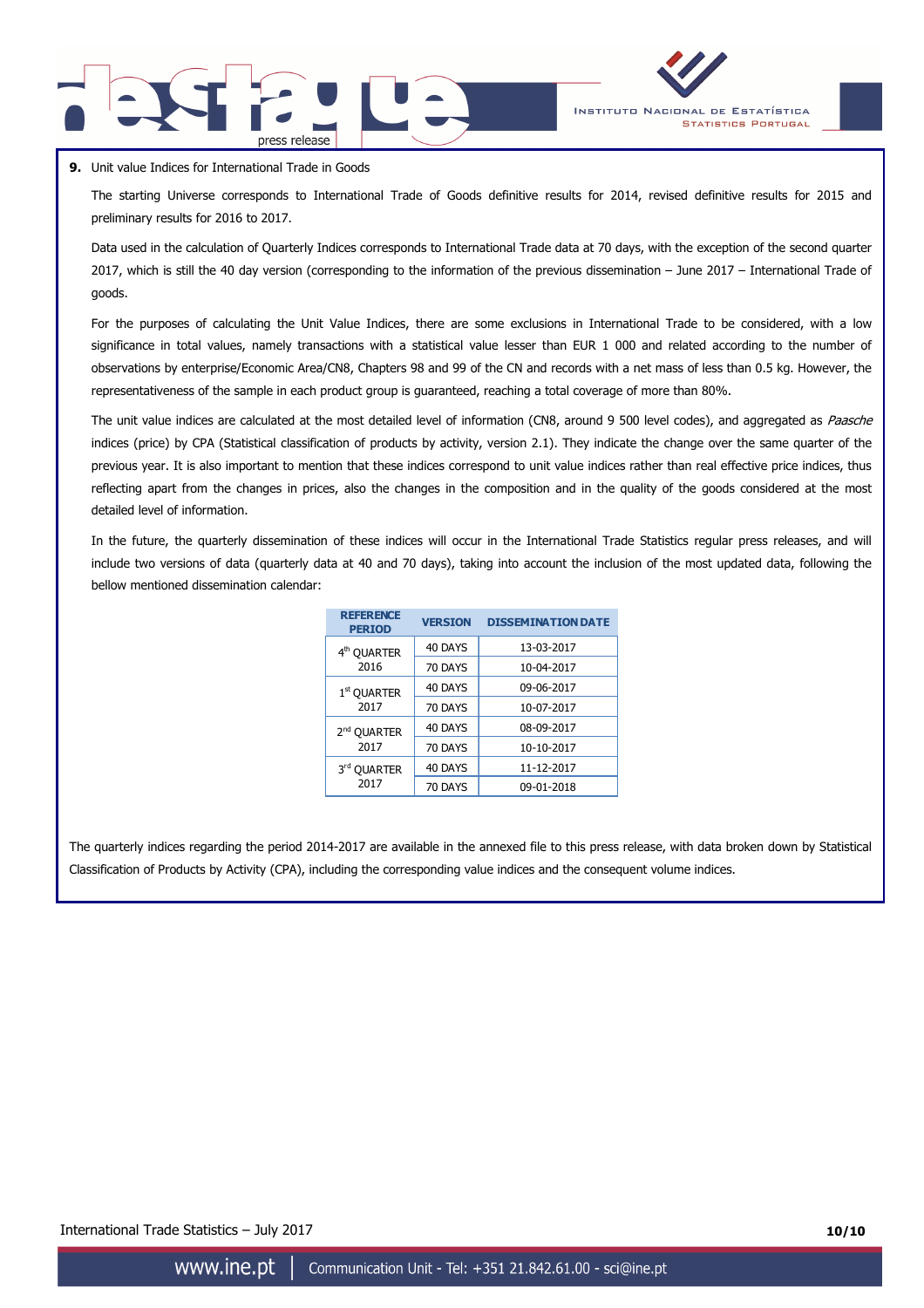**9.** Unit value Indices for International Trade in Goods

The starting Universe corresponds to International Trade of Goods definitive results for 2014, revised definitive results for 2015 and preliminary results for 2016 to 2017.

Data used in the calculation of Quarterly Indices corresponds to International Trade data at 70 days, with the exception of the second quarter 2017, which is still the 40 day version (corresponding to the information of the previous dissemination – June 2017 – International Trade of goods.

For the purposes of calculating the Unit Value Indices, there are some exclusions in International Trade to be considered, with a low significance in total values, namely transactions with a statistical value lesser than EUR 1 000 and related according to the number of observations by enterprise/Economic Area/CN8, Chapters 98 and 99 of the CN and records with a net mass of less than 0.5 kg. However, the representativeness of the sample in each product group is guaranteed, reaching a total coverage of more than 80%.

The unit value indices are calculated at the most detailed level of information (CN8, around 9 500 level codes), and aggregated as *Paasche* indices (price) by CPA (Statistical classification of products by activity, version 2.1). They indicate the change over the same quarter of the previous year. It is also important to mention that these indices correspond to unit value indices rather than real effective price indices, thus reflecting apart from the changes in prices, also the changes in the composition and in the quality of the goods considered at the most detailed level of information.

In the future, the quarterly dissemination of these indices will occur in the International Trade Statistics regular press releases, and will include two versions of data (quarterly data at 40 and 70 days), taking into account the inclusion of the most updated data, following the bellow mentioned dissemination calendar:

| REFERENCE PERIOD | VERSION | DISSEMINATION DATE |
|---|---|---|
| 4th QUARTER 2016 | 40 DAYS | 13-03-2017 |
| | 70 DAYS | 10-04-2017 |
| 1st QUARTER 2017 | 40 DAYS | 09-06-2017 |
| | 70 DAYS | 10-07-2017 |
| 2nd QUARTER 2017 | 40 DAYS | 08-09-2017 |
| | 70 DAYS | 10-10-2017 |
| 3rd QUARTER 2017 | 40 DAYS | 11-12-2017 |
| | 70 DAYS | 09-01-2018 |

The quarterly indices regarding the period 2014-2017 are available in the annexed file to this press release, with data broken down by Statistical Classification of Products by Activity (CPA), including the corresponding value indices and the consequent volume indices.